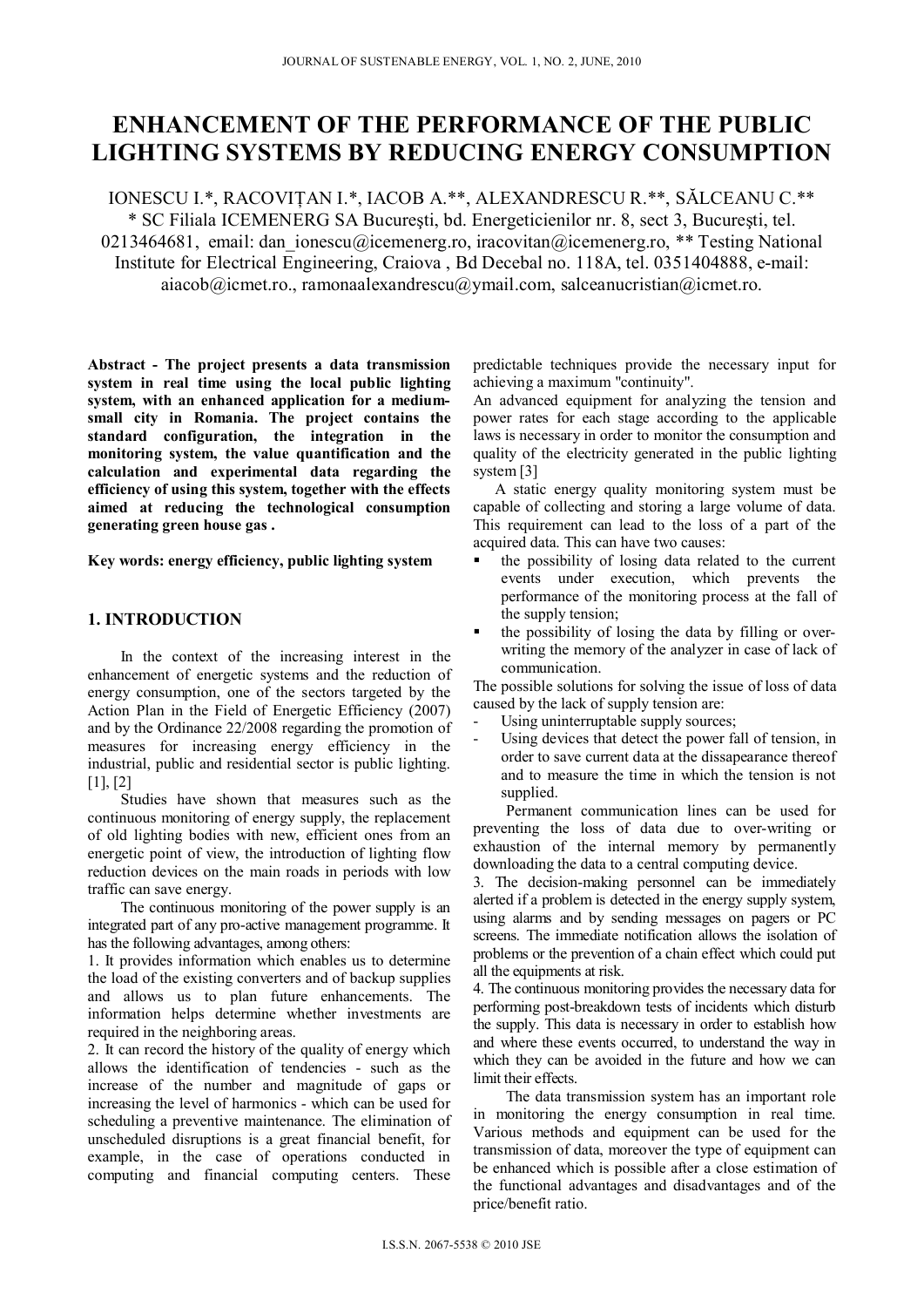# ENHANCEMENT OF THE PERFORMANCE OF THE PUBLIC LIGHTING SYSTEMS BY REDUCING ENERGY CONSUMPTION

IONESCU I.*, RACOVIȚAN I.*, IACOB A.**, ALEXANDRESCU R.**, SĂLCEANU C.**
* SC Filiala ICEMENERG SA Bucureşti, bd. Energeticienilor nr. 8, sect 3, Bucureşti, tel. 0213464681, email: dan_ionescu@icemenerg.ro, iracovitan@icemenerg.ro, ** Testing National Institute for Electrical Engineering, Craiova , Bd Decebal no. 118A, tel. 0351404888, e-mail: aiacob@icmet.ro., ramonaalexandrescu@ymail.com, salceanucristian@icmet.ro.

**Abstract - The project presents a data transmission system in real time using the local public lighting system, with an enhanced application for a medium-small city in Romania. The project contains the standard configuration, the integration in the monitoring system, the value quantification and the calculation and experimental data regarding the efficiency of using this system, together with the effects aimed at reducing the technological consumption generating green house gas .**

**Key words: energy efficiency, public lighting system**

## 1. INTRODUCTION

In the context of the increasing interest in the enhancement of energetic systems and the reduction of energy consumption, one of the sectors targeted by the Action Plan in the Field of Energetic Efficiency (2007) and by the Ordinance 22/2008 regarding the promotion of measures for increasing energy efficiency in the industrial, public and residential sector is public lighting. [1], [2]

Studies have shown that measures such as the continuous monitoring of energy supply, the replacement of old lighting bodies with new, efficient ones from an energetic point of view, the introduction of lighting flow reduction devices on the main roads in periods with low traffic can save energy.

The continuous monitoring of the power supply is an integrated part of any pro-active management programme. It has the following advantages, among others:

1. It provides information which enables us to determine the load of the existing converters and of backup supplies and allows us to plan future enhancements. The information helps determine whether investments are required in the neighboring areas.
2. It can record the history of the quality of energy which allows the identification of tendencies - such as the increase of the number and magnitude of gaps or increasing the level of harmonics - which can be used for scheduling a preventive maintenance. The elimination of unscheduled disruptions is a great financial benefit, for example, in the case of operations conducted in computing and financial computing centers. These predictable techniques provide the necessary input for achieving a maximum "continuity".

An advanced equipment for analyzing the tension and power rates for each stage according to the applicable laws is necessary in order to monitor the consumption and quality of the electricity generated in the public lighting system [3]

A static energy quality monitoring system must be capable of collecting and storing a large volume of data. This requirement can lead to the loss of a part of the acquired data. This can have two causes:

- the possibility of losing data related to the current events under execution, which prevents the performance of the monitoring process at the fall of the supply tension;
- the possibility of losing the data by filling or over-writing the memory of the analyzer in case of lack of communication.

The possible solutions for solving the issue of loss of data caused by the lack of supply tension are:

- Using uninterruptable supply sources;
- Using devices that detect the power fall of tension, in order to save current data at the dissapearance thereof and to measure the time in which the tension is not supplied.

Permanent communication lines can be used for preventing the loss of data due to over-writing or exhaustion of the internal memory by permanently downloading the data to a central computing device.

3. The decision-making personnel can be immediately alerted if a problem is detected in the energy supply system, using alarms and by sending messages on pagers or PC screens. The immediate notification allows the isolation of problems or the prevention of a chain effect which could put all the equipments at risk.
4. The continuous monitoring provides the necessary data for performing post-breakdown tests of incidents which disturb the supply. This data is necessary in order to establish how and where these events occurred, to understand the way in which they can be avoided in the future and how we can limit their effects.

The data transmission system has an important role in monitoring the energy consumption in real time. Various methods and equipment can be used for the transmission of data, moreover the type of equipment can be enhanced which is possible after a close estimation of the functional advantages and disadvantages and of the price/benefit ratio.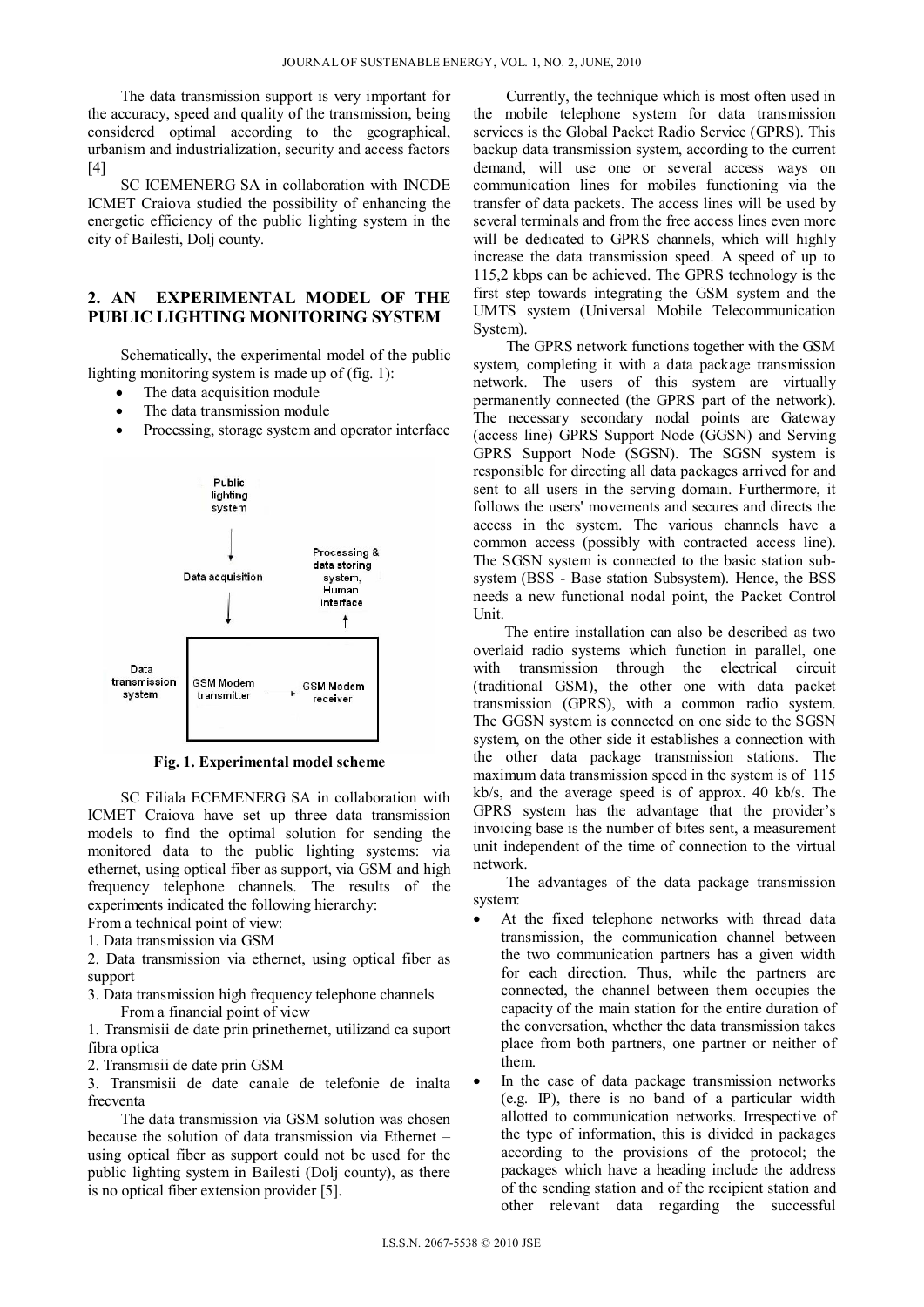The data transmission support is very important for the accuracy, speed and quality of the transmission, being considered optimal according to the geographical, urbanism and industrialization, security and access factors [4]

SC ICEMENERG SA in collaboration with INCDE ICMET Craiova studied the possibility of enhancing the energetic efficiency of the public lighting system in the city of Bailesti, Dolj county.

## 2. AN EXPERIMENTAL MODEL OF THE PUBLIC LIGHTING MONITORING SYSTEM

Schematically, the experimental model of the public lighting monitoring system is made up of (fig. 1):

- The data acquisition module
- The data transmission module
- Processing, storage system and operator interface

Public lighting system

Data acquisition

Processing & data storing system, Human interface

Data transmission system

GSM Modem transmitter → GSM Modem receiver

**Fig. 1. Experimental model scheme**

SC Filiala ECEMENERG SA in collaboration with ICMET Craiova have set up three data transmission models to find the optimal solution for sending the monitored data to the public lighting systems: via ethernet, using optical fiber as support, via GSM and high frequency telephone channels. The results of the experiments indicated the following hierarchy:

From a technical point of view:

1. Data transmission via GSM
2. Data transmission via ethernet, using optical fiber as support
3. Data transmission high frequency telephone channels

From a financial point of view

1. Transmisii de date prin prinethernet, utilizand ca suport fibra optica
2. Transmisii de date prin GSM
3. Transmisii de date canale de telefonie de inalta frecventa

The data transmission via GSM solution was chosen because the solution of data transmission via Ethernet – using optical fiber as support could not be used for the public lighting system in Bailesti (Dolj county), as there is no optical fiber extension provider [5].

Currently, the technique which is most often used in the mobile telephone system for data transmission services is the Global Packet Radio Service (GPRS). This backup data transmission system, according to the current demand, will use one or several access ways on communication lines for mobiles functioning via the transfer of data packets. The access lines will be used by several terminals and from the free access lines even more will be dedicated to GPRS channels, which will highly increase the data transmission speed. A speed of up to 115,2 kbps can be achieved. The GPRS technology is the first step towards integrating the GSM system and the UMTS system (Universal Mobile Telecommunication System).

The GPRS network functions together with the GSM system, completing it with a data package transmission network. The users of this system are virtually permanently connected (the GPRS part of the network). The necessary secondary nodal points are Gateway (access line) GPRS Support Node (GGSN) and Serving GPRS Support Node (SGSN). The SGSN system is responsible for directing all data packages arrived for and sent to all users in the serving domain. Furthermore, it follows the users' movements and secures and directs the access in the system. The various channels have a common access (possibly with contracted access line). The SGSN system is connected to the basic station sub-system (BSS - Base station Subsystem). Hence, the BSS needs a new functional nodal point, the Packet Control Unit.

The entire installation can also be described as two overlaid radio systems which function in parallel, one with transmission through the electrical circuit (traditional GSM), the other one with data packet transmission (GPRS), with a common radio system. The GGSN system is connected on one side to the SGSN system, on the other side it establishes a connection with the other data package transmission stations. The maximum data transmission speed in the system is of 115 kb/s, and the average speed is of approx. 40 kb/s. The GPRS system has the advantage that the provider's invoicing base is the number of bites sent, a measurement unit independent of the time of connection to the virtual network.

The advantages of the data package transmission system:

- At the fixed telephone networks with thread data transmission, the communication channel between the two communication partners has a given width for each direction. Thus, while the partners are connected, the channel between them occupies the capacity of the main station for the entire duration of the conversation, whether the data transmission takes place from both partners, one partner or neither of them.
- In the case of data package transmission networks (e.g. IP), there is no band of a particular width allotted to communication networks. Irrespective of the type of information, this is divided in packages according to the provisions of the protocol; the packages which have a heading include the address of the sending station and of the recipient station and other relevant data regarding the successful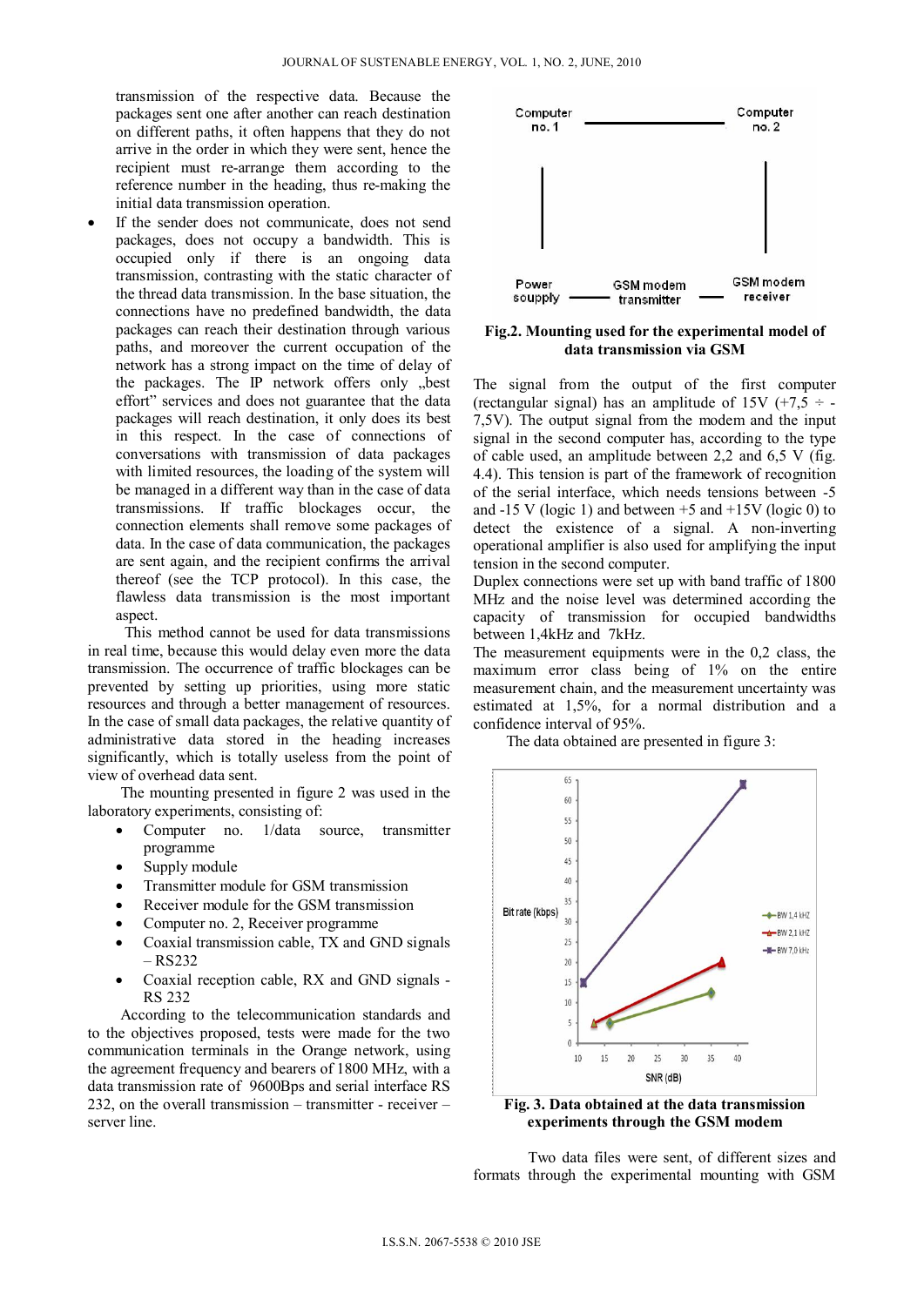transmission of the respective data. Because the packages sent one after another can reach destination on different paths, it often happens that they do not arrive in the order in which they were sent, hence the recipient must re-arrange them according to the reference number in the heading, thus re-making the initial data transmission operation.

- If the sender does not communicate, does not send packages, does not occupy a bandwidth. This is occupied only if there is an ongoing data transmission, contrasting with the static character of the thread data transmission. In the base situation, the connections have no predefined bandwidth, the data packages can reach their destination through various paths, and moreover the current occupation of the network has a strong impact on the time of delay of the packages. The IP network offers only „best effort" services and does not guarantee that the data packages will reach destination, it only does its best in this respect. In the case of connections of conversations with transmission of data packages with limited resources, the loading of the system will be managed in a different way than in the case of data transmissions. If traffic blockages occur, the connection elements shall remove some packages of data. In the case of data communication, the packages are sent again, and the recipient confirms the arrival thereof (see the TCP protocol). In this case, the flawless data transmission is the most important aspect.

This method cannot be used for data transmissions in real time, because this would delay even more the data transmission. The occurrence of traffic blockages can be prevented by setting up priorities, using more static resources and through a better management of resources. In the case of small data packages, the relative quantity of administrative data stored in the heading increases significantly, which is totally useless from the point of view of overhead data sent.

The mounting presented in figure 2 was used in the laboratory experiments, consisting of:

- Computer no. 1/data source, transmitter programme
- Supply module
- Transmitter module for GSM transmission
- Receiver module for the GSM transmission
- Computer no. 2, Receiver programme
- Coaxial transmission cable, TX and GND signals – RS232
- Coaxial reception cable, RX and GND signals - RS 232

According to the telecommunication standards and to the objectives proposed, tests were made for the two communication terminals in the Orange network, using the agreement frequency and bearers of 1800 MHz, with a data transmission rate of 9600Bps and serial interface RS 232, on the overall transmission – transmitter - receiver – server line.

Computer no. 1 — Computer no. 2

Power souppy — GSM modem transmitter — GSM modem receiver

**Fig.2. Mounting used for the experimental model of data transmission via GSM**

The signal from the output of the first computer (rectangular signal) has an amplitude of 15V (+7,5 ÷ -7,5V). The output signal from the modem and the input signal in the second computer has, according to the type of cable used, an amplitude between 2,2 and 6,5 V (fig. 4.4). This tension is part of the framework of recognition of the serial interface, which needs tensions between -5 and -15 V (logic 1) and between +5 and +15V (logic 0) to detect the existence of a signal. A non-inverting operational amplifier is also used for amplifying the input tension in the second computer.

Duplex connections were set up with band traffic of 1800 MHz and the noise level was determined according the capacity of transmission for occupied bandwidths between 1,4kHz and 7kHz.

The measurement equipments were in the 0,2 class, the maximum error class being of 1% on the entire measurement chain, and the measurement uncertainty was estimated at 1,5%, for a normal distribution and a confidence interval of 95%.

The data obtained are presented in figure 3:

**Fig. 3. Data obtained at the data transmission experiments through the GSM modem**

Two data files were sent, of different sizes and formats through the experimental mounting with GSM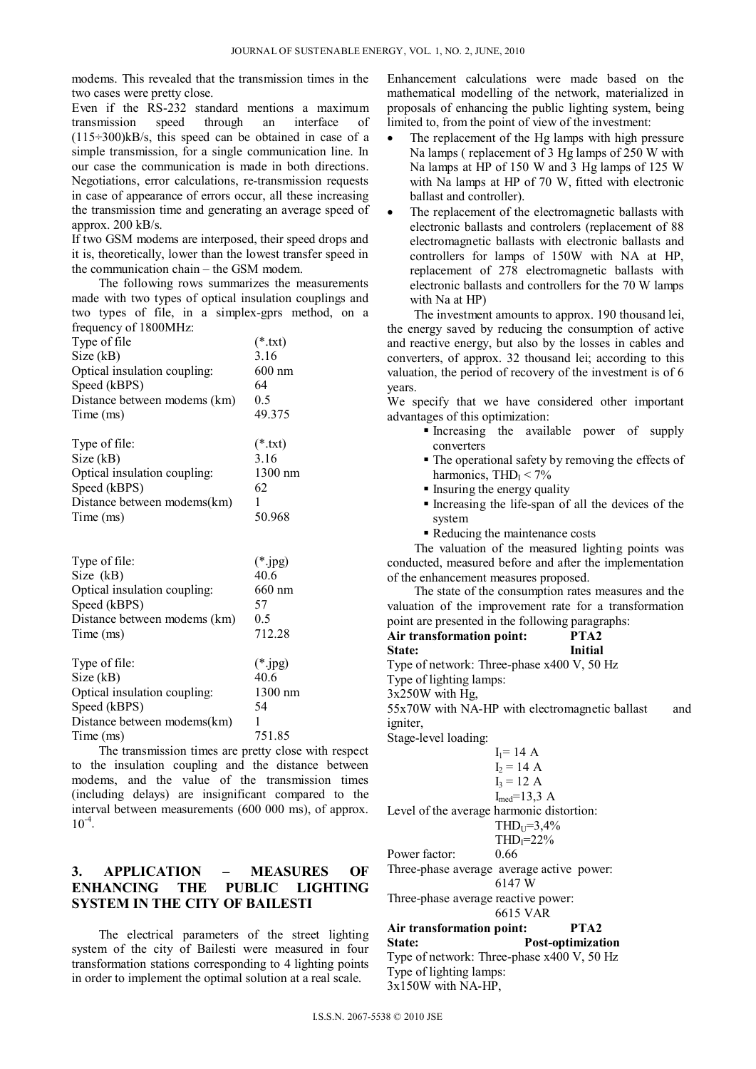modems. This revealed that the transmission times in the two cases were pretty close.

Even if the RS-232 standard mentions a maximum transmission speed through an interface of (115÷300)kB/s, this speed can be obtained in case of a simple transmission, for a single communication line. In our case the communication is made in both directions. Negotiations, error calculations, re-transmission requests in case of appearance of errors occur, all these increasing the transmission time and generating an average speed of approx. 200 kB/s.

If two GSM modems are interposed, their speed drops and it is, theoretically, lower than the lowest transfer speed in the communication chain – the GSM modem.

The following rows summarizes the measurements made with two types of optical insulation couplings and two types of file, in a simplex-gprs method, on a frequency of 1800MHz:

| | |
|---|---|
| Type of file | (*.txt) |
| Size (kB) | 3.16 |
| Optical insulation coupling: | 600 nm |
| Speed (kBPS) | 64 |
| Distance between modems (km) | 0.5 |
| Time (ms) | 49.375 |

| | |
|---|---|
| Type of file: | (*.txt) |
| Size (kB) | 3.16 |
| Optical insulation coupling: | 1300 nm |
| Speed (kBPS) | 62 |
| Distance between modems(km) | 1 |
| Time (ms) | 50.968 |

| | |
|---|---|
| Type of file: | (*.jpg) |
| Size (kB) | 40.6 |
| Optical insulation coupling: | 660 nm |
| Speed (kBPS) | 57 |
| Distance between modems (km) | 0.5 |
| Time (ms) | 712.28 |

| | |
|---|---|
| Type of file: | (*.jpg) |
| Size (kB) | 40.6 |
| Optical insulation coupling: | 1300 nm |
| Speed (kBPS) | 54 |
| Distance between modems(km) | 1 |
| Time (ms) | 751.85 |

The transmission times are pretty close with respect to the insulation coupling and the distance between modems, and the value of the transmission times (including delays) are insignificant compared to the interval between measurements (600 000 ms), of approx. $10^{-4}$.

## 3. APPLICATION – MEASURES OF ENHANCING THE PUBLIC LIGHTING SYSTEM IN THE CITY OF BAILESTI

The electrical parameters of the street lighting system of the city of Bailesti were measured in four transformation stations corresponding to 4 lighting points in order to implement the optimal solution at a real scale.

Enhancement calculations were made based on the mathematical modelling of the network, materialized in proposals of enhancing the public lighting system, being limited to, from the point of view of the investment:

- The replacement of the Hg lamps with high pressure Na lamps ( replacement of 3 Hg lamps of 250 W with Na lamps at HP of 150 W and 3 Hg lamps of 125 W with Na lamps at HP of 70 W, fitted with electronic ballast and controller).
- The replacement of the electromagnetic ballasts with electronic ballasts and controlers (replacement of 88 electromagnetic ballasts with electronic ballasts and controllers for lamps of 150W with NA at HP, replacement of 278 electromagnetic ballasts with electronic ballasts and controllers for the 70 W lamps with Na at HP)

The investment amounts to approx. 190 thousand lei, the energy saved by reducing the consumption of active and reactive energy, but also by the losses in cables and converters, of approx. 32 thousand lei; according to this valuation, the period of recovery of the investment is of 6 years.

We specify that we have considered other important advantages of this optimization:

- Increasing the available power of supply converters
- The operational safety by removing the effects of harmonics, $THD_I < 7\%$
- Insuring the energy quality
- Increasing the life-span of all the devices of the system
- Reducing the maintenance costs

The valuation of the measured lighting points was conducted, measured before and after the implementation of the enhancement measures proposed.

The state of the consumption rates measures and the valuation of the improvement rate for a transformation point are presented in the following paragraphs:

**Air transformation point: PTA2**
**State: Initial**

Type of network: Three-phase x400 V, 50 Hz

Type of lighting lamps:

3x250W with Hg,

55x70W with NA-HP with electromagnetic ballast and igniter,

Stage-level loading:

$I_1 = 14$ A
$I_2 = 14$ A
$I_3 = 12$ A
$I_{med} = 13,3$ A

Level of the average harmonic distortion:

$THD_U = 3,4\%$
$THD_I = 22\%$

Power factor: 0.66

Three-phase average average active power:
6147 W

Three-phase average reactive power:
6615 VAR

**Air transformation point: PTA2**
**State: Post-optimization**

Type of network: Three-phase x400 V, 50 Hz

Type of lighting lamps:

3x150W with NA-HP,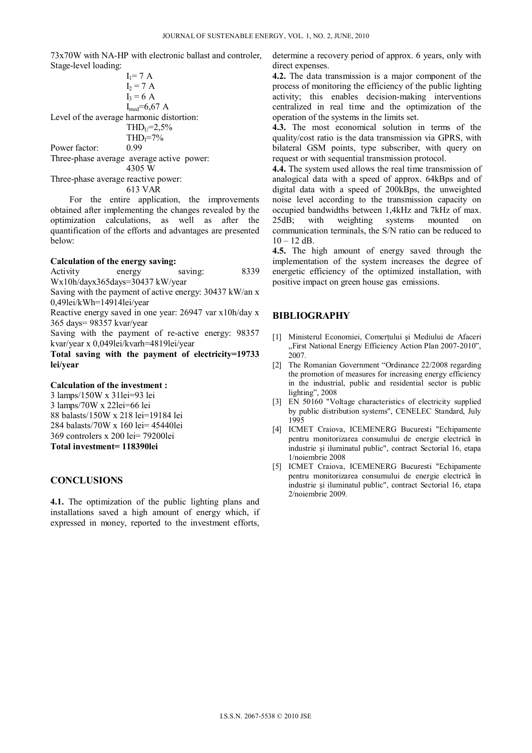73x70W with NA-HP with electronic ballast and controler, Stage-level loading:

$I_1$= 7 A
$I_2$ = 7 A
$I_3$ = 6 A
$I_{med}$=6,67 A

Level of the average harmonic distortion:

$THD_U$=2,5%
$THD_I$=7%

Power factor: 0.99

Three-phase average average active power:

4305 W

Three-phase average reactive power:

613 VAR

For the entire application, the improvements obtained after implementing the changes revealed by the optimization calculations, as well as after the quantification of the efforts and advantages are presented below:

**Calculation of the energy saving:**

Activity energy saving: 8339 Wx10h/dayx365days=30437 kW/year

Saving with the payment of active energy: 30437 kW/an x 0,49lei/kWh=14914lei/year

Reactive energy saved in one year: 26947 var x10h/day x 365 days= 98357 kvar/year

Saving with the payment of re-active energy: 98357 kvar/year x 0,049lei/kvarh=4819lei/year

**Total saving with the payment of electricity=19733 lei/year**

**Calculation of the investment :**

3 lamps/150W x 31lei=93 lei
3 lamps/70W x 22lei=66 lei
88 balasts/150W x 218 lei=19184 lei
284 balasts/70W x 160 lei= 45440lei
369 controlers x 200 lei= 79200lei
**Total investment= 118390lei**

## CONCLUSIONS

**4.1.** The optimization of the public lighting plans and installations saved a high amount of energy which, if expressed in money, reported to the investment efforts, determine a recovery period of approx. 6 years, only with direct expenses.

**4.2.** The data transmission is a major component of the process of monitoring the efficiency of the public lighting activity; this enables decision-making interventions centralized in real time and the optimization of the operation of the systems in the limits set.

**4.3.** The most economical solution in terms of the quality/cost ratio is the data transmission via GPRS, with bilateral GSM points, type subscriber, with query on request or with sequential transmission protocol.

**4.4.** The system used allows the real time transmission of analogical data with a speed of approx. 64kBps and of digital data with a speed of 200kBps, the unweighted noise level according to the transmission capacity on occupied bandwidths between 1,4kHz and 7kHz of max. 25dB; with weighting systems mounted on communication terminals, the S/N ratio can be reduced to 10 – 12 dB.

**4.5.** The high amount of energy saved through the implementation of the system increases the degree of energetic efficiency of the optimized installation, with positive impact on green house gas emissions.

## BIBLIOGRAPHY

[1] Ministerul Economiei, Comerțului și Mediului de Afaceri „First National Energy Efficiency Action Plan 2007-2010", 2007.

[2] The Romanian Government "Ordinance 22/2008 regarding the promotion of measures for increasing energy efficiency in the industrial, public and residential sector is public lighting", 2008

[3] EN 50160 "Voltage characteristics of electricity supplied by public distribution systems", CENELEC Standard, July 1995

[4] ICMET Craiova, ICEMENERG Bucuresti "Echipamente pentru monitorizarea consumului de energie electrică în industrie și iluminatul public", contract Sectorial 16, etapa 1/noiembrie 2008

[5] ICMET Craiova, ICEMENERG Bucuresti "Echipamente pentru monitorizarea consumului de energie electrică în industrie și iluminatul public", contract Sectorial 16, etapa 2/noiembrie 2009.